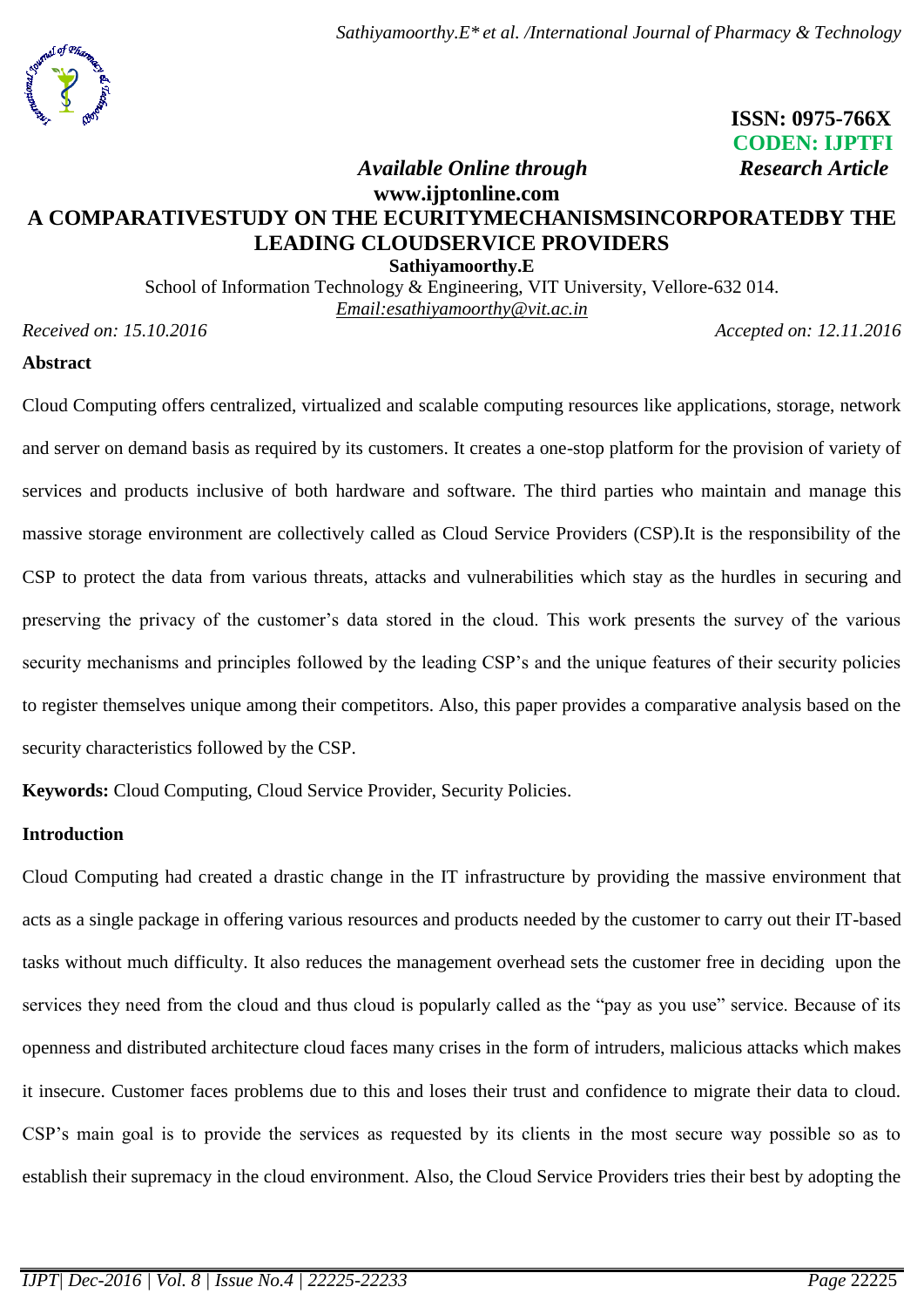**ISSN: 0975-766X**
**CODEN: IJPTFI**
*Available Online through* *Research Article*
**www.ijptonline.com**

# A COMPARATIVESTUDY ON THE ECURITYMECHANISMSINCORPORATEDBY THE LEADING CLOUDSERVICE PROVIDERS

**Sathiyamoorthy.E**

School of Information Technology & Engineering, VIT University, Vellore-632 014.
Email:esathiyamoorthy@vit.ac.in

*Received on: 15.10.2016* *Accepted on: 12.11.2016*

## Abstract

Cloud Computing offers centralized, virtualized and scalable computing resources like applications, storage, network and server on demand basis as required by its customers. It creates a one-stop platform for the provision of variety of services and products inclusive of both hardware and software. The third parties who maintain and manage this massive storage environment are collectively called as Cloud Service Providers (CSP).It is the responsibility of the CSP to protect the data from various threats, attacks and vulnerabilities which stay as the hurdles in securing and preserving the privacy of the customer's data stored in the cloud. This work presents the survey of the various security mechanisms and principles followed by the leading CSP's and the unique features of their security policies to register themselves unique among their competitors. Also, this paper provides a comparative analysis based on the security characteristics followed by the CSP.

**Keywords:** Cloud Computing, Cloud Service Provider, Security Policies.

## Introduction

Cloud Computing had created a drastic change in the IT infrastructure by providing the massive environment that acts as a single package in offering various resources and products needed by the customer to carry out their IT-based tasks without much difficulty. It also reduces the management overhead sets the customer free in deciding upon the services they need from the cloud and thus cloud is popularly called as the "pay as you use" service. Because of its openness and distributed architecture cloud faces many crises in the form of intruders, malicious attacks which makes it insecure. Customer faces problems due to this and loses their trust and confidence to migrate their data to cloud. CSP's main goal is to provide the services as requested by its clients in the most secure way possible so as to establish their supremacy in the cloud environment. Also, the Cloud Service Providers tries their best by adopting the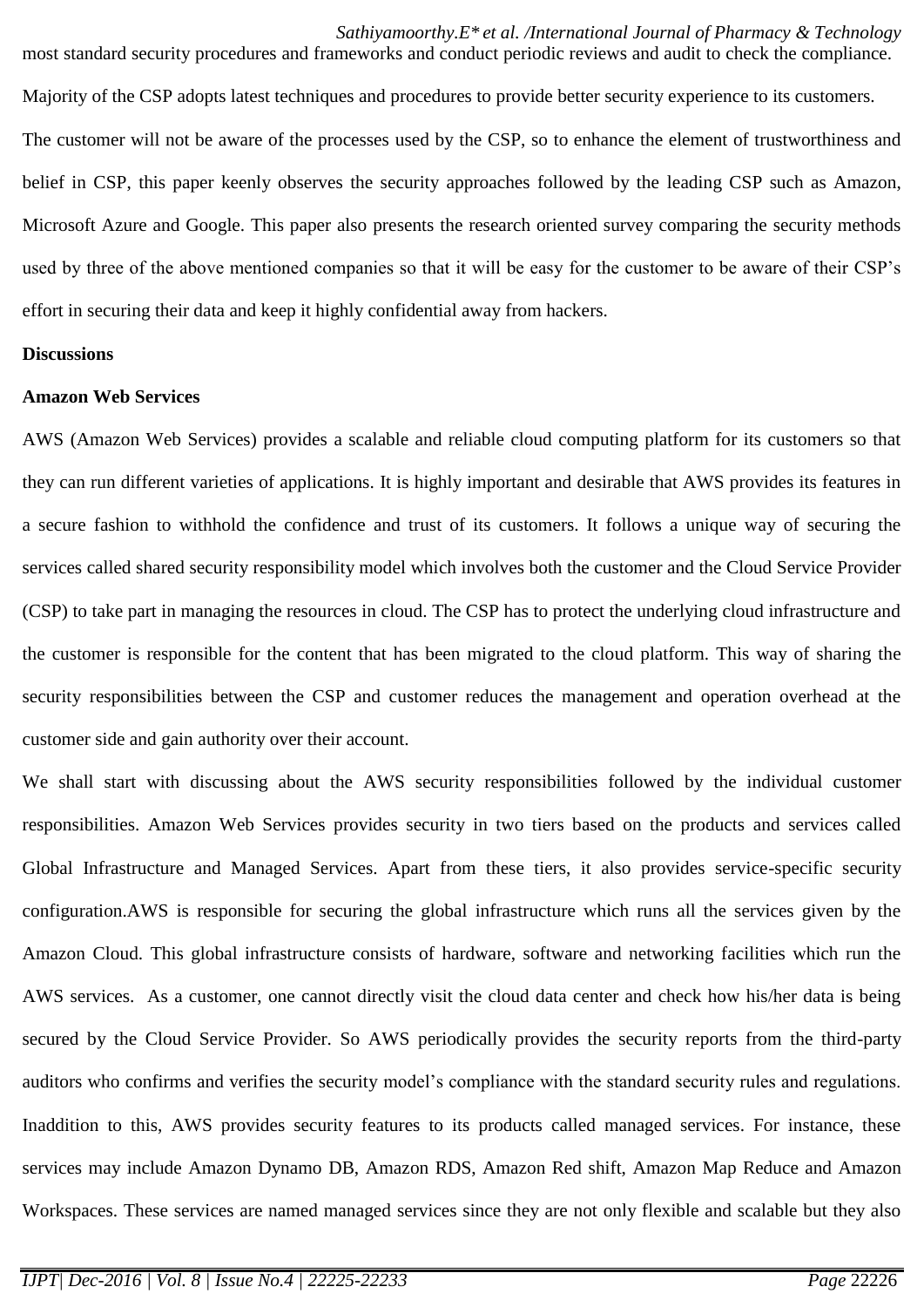most standard security procedures and frameworks and conduct periodic reviews and audit to check the compliance.

Majority of the CSP adopts latest techniques and procedures to provide better security experience to its customers.

The customer will not be aware of the processes used by the CSP, so to enhance the element of trustworthiness and belief in CSP, this paper keenly observes the security approaches followed by the leading CSP such as Amazon, Microsoft Azure and Google. This paper also presents the research oriented survey comparing the security methods used by three of the above mentioned companies so that it will be easy for the customer to be aware of their CSP's effort in securing their data and keep it highly confidential away from hackers.

**Discussions**

**Amazon Web Services**

AWS (Amazon Web Services) provides a scalable and reliable cloud computing platform for its customers so that they can run different varieties of applications. It is highly important and desirable that AWS provides its features in a secure fashion to withhold the confidence and trust of its customers. It follows a unique way of securing the services called shared security responsibility model which involves both the customer and the Cloud Service Provider (CSP) to take part in managing the resources in cloud. The CSP has to protect the underlying cloud infrastructure and the customer is responsible for the content that has been migrated to the cloud platform. This way of sharing the security responsibilities between the CSP and customer reduces the management and operation overhead at the customer side and gain authority over their account.

We shall start with discussing about the AWS security responsibilities followed by the individual customer responsibilities. Amazon Web Services provides security in two tiers based on the products and services called Global Infrastructure and Managed Services. Apart from these tiers, it also provides service-specific security configuration.AWS is responsible for securing the global infrastructure which runs all the services given by the Amazon Cloud. This global infrastructure consists of hardware, software and networking facilities which run the AWS services. As a customer, one cannot directly visit the cloud data center and check how his/her data is being secured by the Cloud Service Provider. So AWS periodically provides the security reports from the third-party auditors who confirms and verifies the security model's compliance with the standard security rules and regulations. Inaddition to this, AWS provides security features to its products called managed services. For instance, these services may include Amazon Dynamo DB, Amazon RDS, Amazon Red shift, Amazon Map Reduce and Amazon Workspaces. These services are named managed services since they are not only flexible and scalable but they also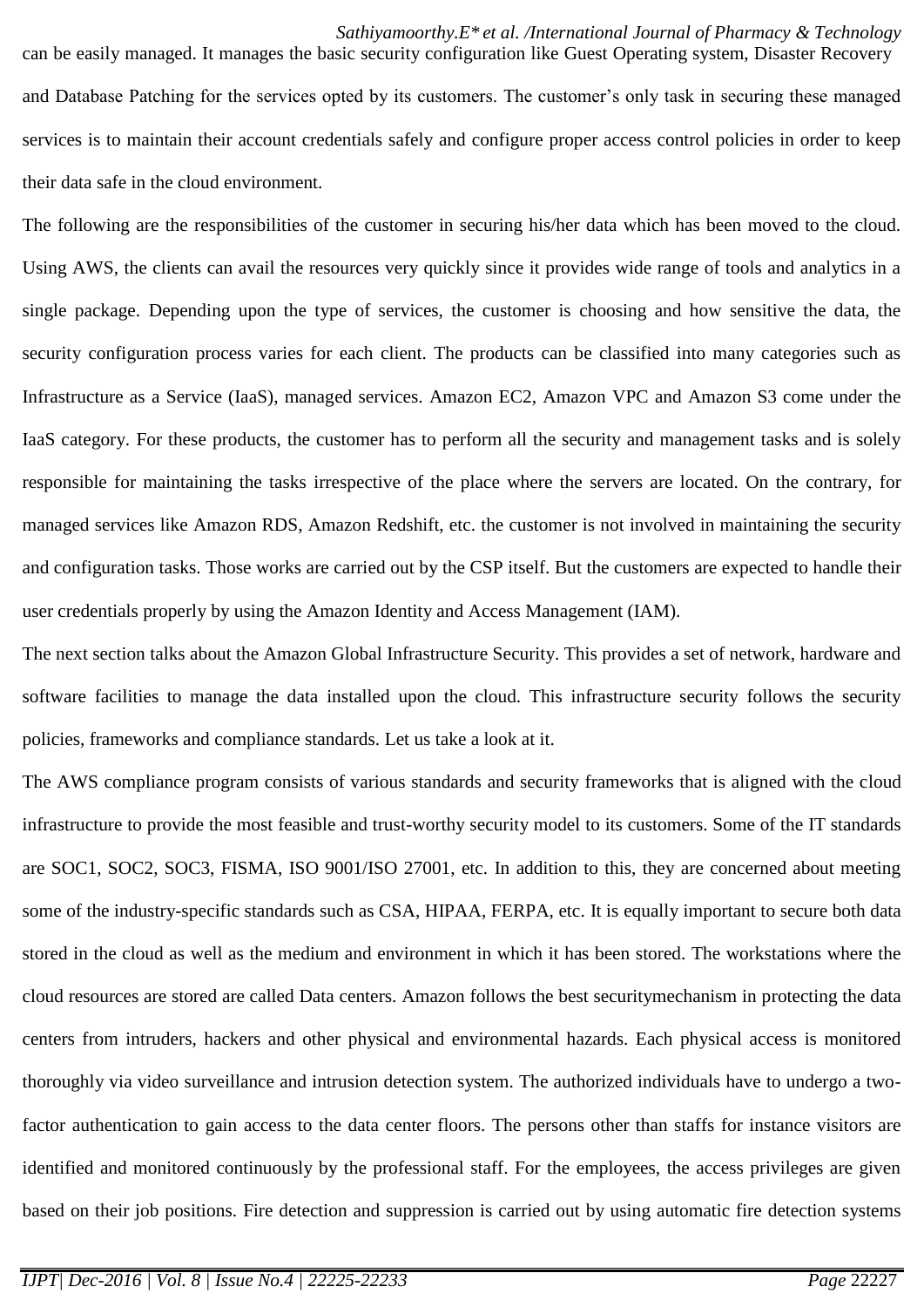can be easily managed. It manages the basic security configuration like Guest Operating system, Disaster Recovery and Database Patching for the services opted by its customers. The customer's only task in securing these managed services is to maintain their account credentials safely and configure proper access control policies in order to keep their data safe in the cloud environment.

The following are the responsibilities of the customer in securing his/her data which has been moved to the cloud. Using AWS, the clients can avail the resources very quickly since it provides wide range of tools and analytics in a single package. Depending upon the type of services, the customer is choosing and how sensitive the data, the security configuration process varies for each client. The products can be classified into many categories such as Infrastructure as a Service (IaaS), managed services. Amazon EC2, Amazon VPC and Amazon S3 come under the IaaS category. For these products, the customer has to perform all the security and management tasks and is solely responsible for maintaining the tasks irrespective of the place where the servers are located. On the contrary, for managed services like Amazon RDS, Amazon Redshift, etc. the customer is not involved in maintaining the security and configuration tasks. Those works are carried out by the CSP itself. But the customers are expected to handle their user credentials properly by using the Amazon Identity and Access Management (IAM).

The next section talks about the Amazon Global Infrastructure Security. This provides a set of network, hardware and software facilities to manage the data installed upon the cloud. This infrastructure security follows the security policies, frameworks and compliance standards. Let us take a look at it.

The AWS compliance program consists of various standards and security frameworks that is aligned with the cloud infrastructure to provide the most feasible and trust-worthy security model to its customers. Some of the IT standards are SOC1, SOC2, SOC3, FISMA, ISO 9001/ISO 27001, etc. In addition to this, they are concerned about meeting some of the industry-specific standards such as CSA, HIPAA, FERPA, etc. It is equally important to secure both data stored in the cloud as well as the medium and environment in which it has been stored. The workstations where the cloud resources are stored are called Data centers. Amazon follows the best securitymechanism in protecting the data centers from intruders, hackers and other physical and environmental hazards. Each physical access is monitored thoroughly via video surveillance and intrusion detection system. The authorized individuals have to undergo a two-factor authentication to gain access to the data center floors. The persons other than staffs for instance visitors are identified and monitored continuously by the professional staff. For the employees, the access privileges are given based on their job positions. Fire detection and suppression is carried out by using automatic fire detection systems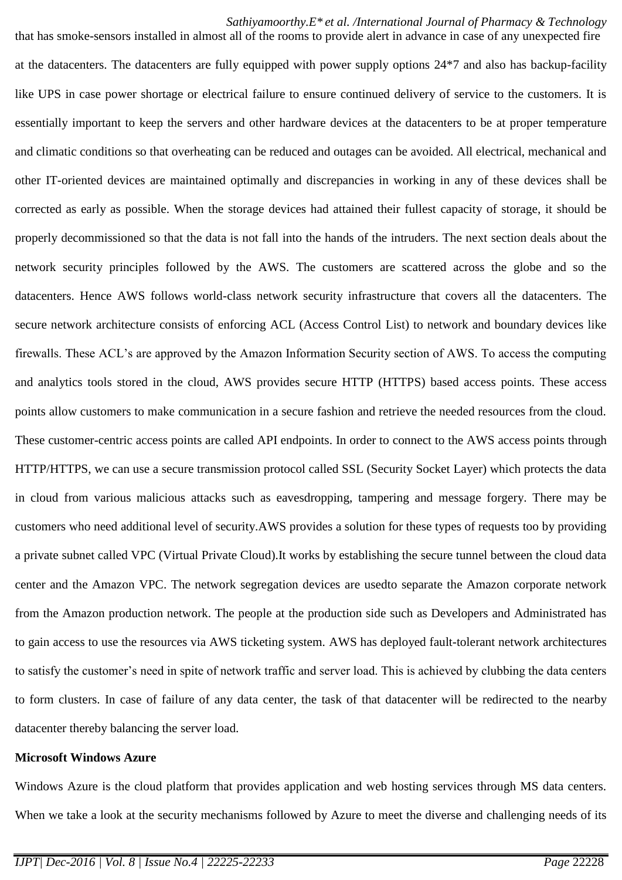that has smoke-sensors installed in almost all of the rooms to provide alert in advance in case of any unexpected fire at the datacenters. The datacenters are fully equipped with power supply options 24*7 and also has backup-facility like UPS in case power shortage or electrical failure to ensure continued delivery of service to the customers. It is essentially important to keep the servers and other hardware devices at the datacenters to be at proper temperature and climatic conditions so that overheating can be reduced and outages can be avoided. All electrical, mechanical and other IT-oriented devices are maintained optimally and discrepancies in working in any of these devices shall be corrected as early as possible. When the storage devices had attained their fullest capacity of storage, it should be properly decommissioned so that the data is not fall into the hands of the intruders. The next section deals about the network security principles followed by the AWS. The customers are scattered across the globe and so the datacenters. Hence AWS follows world-class network security infrastructure that covers all the datacenters. The secure network architecture consists of enforcing ACL (Access Control List) to network and boundary devices like firewalls. These ACL's are approved by the Amazon Information Security section of AWS. To access the computing and analytics tools stored in the cloud, AWS provides secure HTTP (HTTPS) based access points. These access points allow customers to make communication in a secure fashion and retrieve the needed resources from the cloud. These customer-centric access points are called API endpoints. In order to connect to the AWS access points through HTTP/HTTPS, we can use a secure transmission protocol called SSL (Security Socket Layer) which protects the data in cloud from various malicious attacks such as eavesdropping, tampering and message forgery. There may be customers who need additional level of security.AWS provides a solution for these types of requests too by providing a private subnet called VPC (Virtual Private Cloud).It works by establishing the secure tunnel between the cloud data center and the Amazon VPC. The network segregation devices are usedto separate the Amazon corporate network from the Amazon production network. The people at the production side such as Developers and Administrated has to gain access to use the resources via AWS ticketing system. AWS has deployed fault-tolerant network architectures to satisfy the customer's need in spite of network traffic and server load. This is achieved by clubbing the data centers to form clusters. In case of failure of any data center, the task of that datacenter will be redirected to the nearby datacenter thereby balancing the server load.

**Microsoft Windows Azure**

Windows Azure is the cloud platform that provides application and web hosting services through MS data centers. When we take a look at the security mechanisms followed by Azure to meet the diverse and challenging needs of its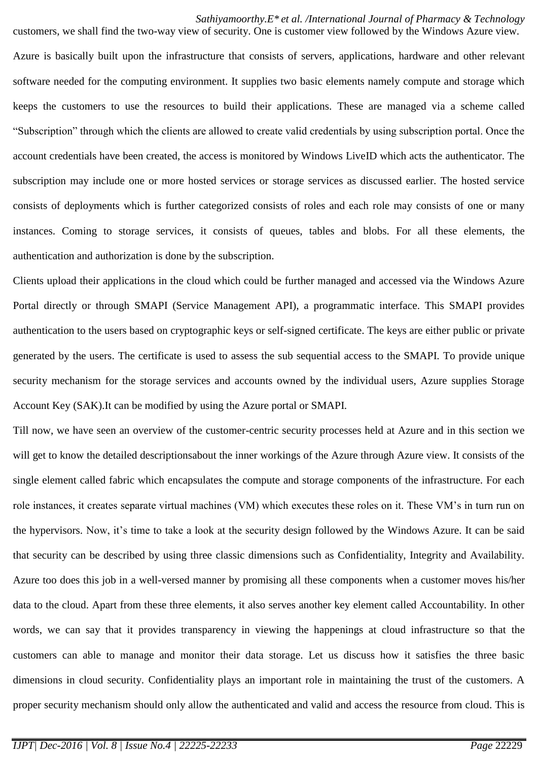customers, we shall find the two-way view of security. One is customer view followed by the Windows Azure view.

Azure is basically built upon the infrastructure that consists of servers, applications, hardware and other relevant software needed for the computing environment. It supplies two basic elements namely compute and storage which keeps the customers to use the resources to build their applications. These are managed via a scheme called "Subscription" through which the clients are allowed to create valid credentials by using subscription portal. Once the account credentials have been created, the access is monitored by Windows LiveID which acts the authenticator. The subscription may include one or more hosted services or storage services as discussed earlier. The hosted service consists of deployments which is further categorized consists of roles and each role may consists of one or many instances. Coming to storage services, it consists of queues, tables and blobs. For all these elements, the authentication and authorization is done by the subscription.

Clients upload their applications in the cloud which could be further managed and accessed via the Windows Azure Portal directly or through SMAPI (Service Management API), a programmatic interface. This SMAPI provides authentication to the users based on cryptographic keys or self-signed certificate. The keys are either public or private generated by the users. The certificate is used to assess the sub sequential access to the SMAPI. To provide unique security mechanism for the storage services and accounts owned by the individual users, Azure supplies Storage Account Key (SAK).It can be modified by using the Azure portal or SMAPI.

Till now, we have seen an overview of the customer-centric security processes held at Azure and in this section we will get to know the detailed descriptionsabout the inner workings of the Azure through Azure view. It consists of the single element called fabric which encapsulates the compute and storage components of the infrastructure. For each role instances, it creates separate virtual machines (VM) which executes these roles on it. These VM's in turn run on the hypervisors. Now, it's time to take a look at the security design followed by the Windows Azure. It can be said that security can be described by using three classic dimensions such as Confidentiality, Integrity and Availability. Azure too does this job in a well-versed manner by promising all these components when a customer moves his/her data to the cloud. Apart from these three elements, it also serves another key element called Accountability. In other words, we can say that it provides transparency in viewing the happenings at cloud infrastructure so that the customers can able to manage and monitor their data storage. Let us discuss how it satisfies the three basic dimensions in cloud security. Confidentiality plays an important role in maintaining the trust of the customers. A proper security mechanism should only allow the authenticated and valid and access the resource from cloud. This is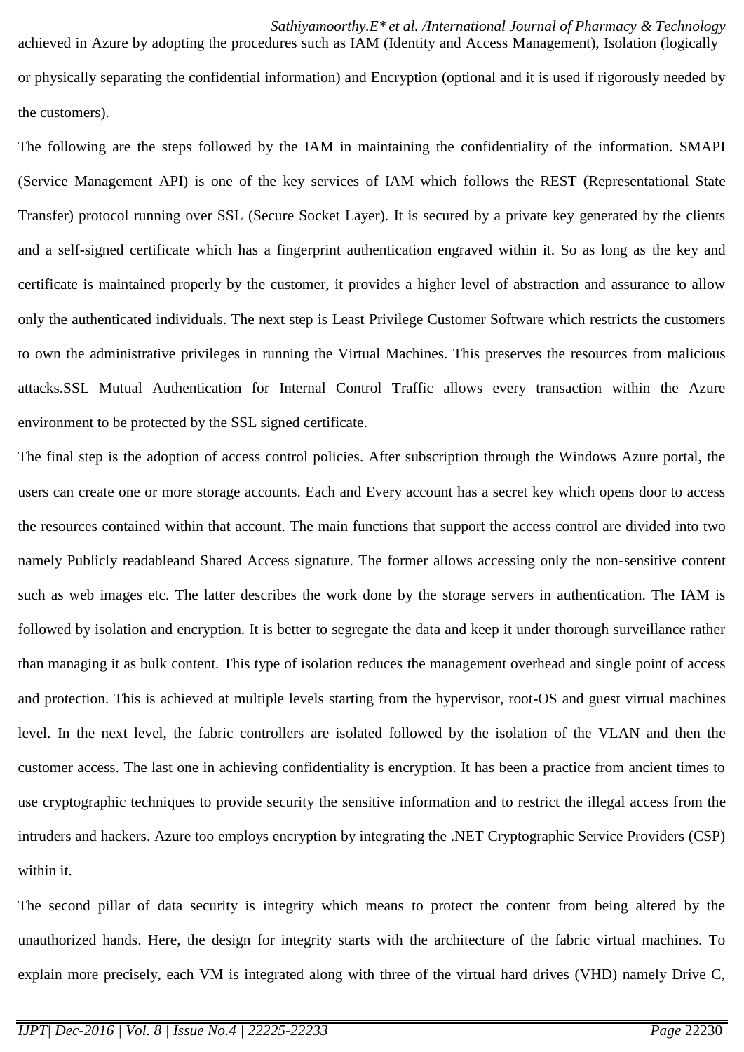achieved in Azure by adopting the procedures such as IAM (Identity and Access Management), Isolation (logically or physically separating the confidential information) and Encryption (optional and it is used if rigorously needed by the customers).

The following are the steps followed by the IAM in maintaining the confidentiality of the information. SMAPI (Service Management API) is one of the key services of IAM which follows the REST (Representational State Transfer) protocol running over SSL (Secure Socket Layer). It is secured by a private key generated by the clients and a self-signed certificate which has a fingerprint authentication engraved within it. So as long as the key and certificate is maintained properly by the customer, it provides a higher level of abstraction and assurance to allow only the authenticated individuals. The next step is Least Privilege Customer Software which restricts the customers to own the administrative privileges in running the Virtual Machines. This preserves the resources from malicious attacks.SSL Mutual Authentication for Internal Control Traffic allows every transaction within the Azure environment to be protected by the SSL signed certificate.

The final step is the adoption of access control policies. After subscription through the Windows Azure portal, the users can create one or more storage accounts. Each and Every account has a secret key which opens door to access the resources contained within that account. The main functions that support the access control are divided into two namely Publicly readableand Shared Access signature. The former allows accessing only the non-sensitive content such as web images etc. The latter describes the work done by the storage servers in authentication. The IAM is followed by isolation and encryption. It is better to segregate the data and keep it under thorough surveillance rather than managing it as bulk content. This type of isolation reduces the management overhead and single point of access and protection. This is achieved at multiple levels starting from the hypervisor, root-OS and guest virtual machines level. In the next level, the fabric controllers are isolated followed by the isolation of the VLAN and then the customer access. The last one in achieving confidentiality is encryption. It has been a practice from ancient times to use cryptographic techniques to provide security the sensitive information and to restrict the illegal access from the intruders and hackers. Azure too employs encryption by integrating the .NET Cryptographic Service Providers (CSP) within it.

The second pillar of data security is integrity which means to protect the content from being altered by the unauthorized hands. Here, the design for integrity starts with the architecture of the fabric virtual machines. To explain more precisely, each VM is integrated along with three of the virtual hard drives (VHD) namely Drive C,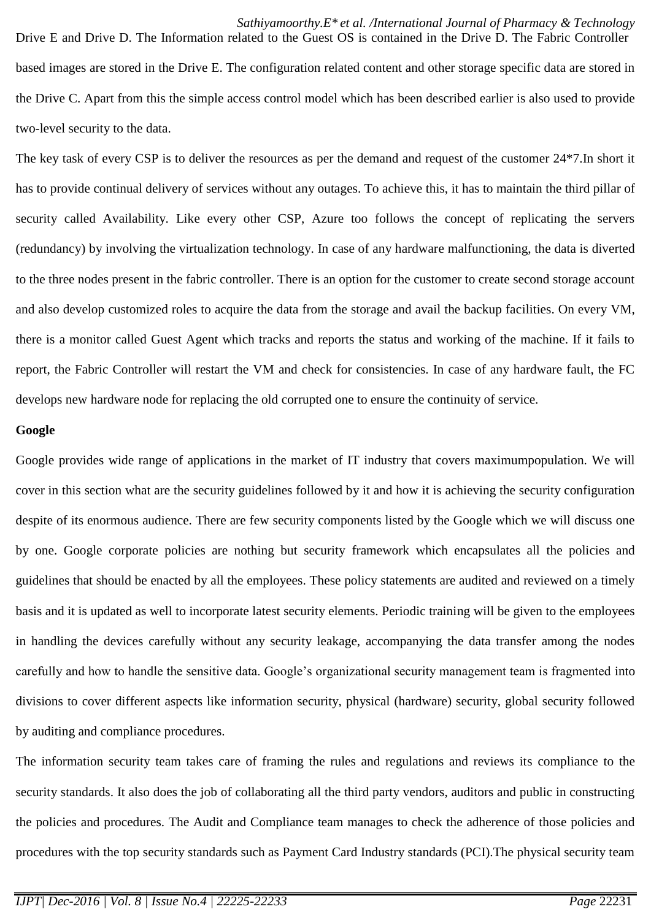Drive E and Drive D. The Information related to the Guest OS is contained in the Drive D. The Fabric Controller based images are stored in the Drive E. The configuration related content and other storage specific data are stored in the Drive C. Apart from this the simple access control model which has been described earlier is also used to provide two-level security to the data.

The key task of every CSP is to deliver the resources as per the demand and request of the customer 24*7.In short it has to provide continual delivery of services without any outages. To achieve this, it has to maintain the third pillar of security called Availability. Like every other CSP, Azure too follows the concept of replicating the servers (redundancy) by involving the virtualization technology. In case of any hardware malfunctioning, the data is diverted to the three nodes present in the fabric controller. There is an option for the customer to create second storage account and also develop customized roles to acquire the data from the storage and avail the backup facilities. On every VM, there is a monitor called Guest Agent which tracks and reports the status and working of the machine. If it fails to report, the Fabric Controller will restart the VM and check for consistencies. In case of any hardware fault, the FC develops new hardware node for replacing the old corrupted one to ensure the continuity of service.

**Google**

Google provides wide range of applications in the market of IT industry that covers maximumpopulation. We will cover in this section what are the security guidelines followed by it and how it is achieving the security configuration despite of its enormous audience. There are few security components listed by the Google which we will discuss one by one. Google corporate policies are nothing but security framework which encapsulates all the policies and guidelines that should be enacted by all the employees. These policy statements are audited and reviewed on a timely basis and it is updated as well to incorporate latest security elements. Periodic training will be given to the employees in handling the devices carefully without any security leakage, accompanying the data transfer among the nodes carefully and how to handle the sensitive data. Google's organizational security management team is fragmented into divisions to cover different aspects like information security, physical (hardware) security, global security followed by auditing and compliance procedures.

The information security team takes care of framing the rules and regulations and reviews its compliance to the security standards. It also does the job of collaborating all the third party vendors, auditors and public in constructing the policies and procedures. The Audit and Compliance team manages to check the adherence of those policies and procedures with the top security standards such as Payment Card Industry standards (PCI).The physical security team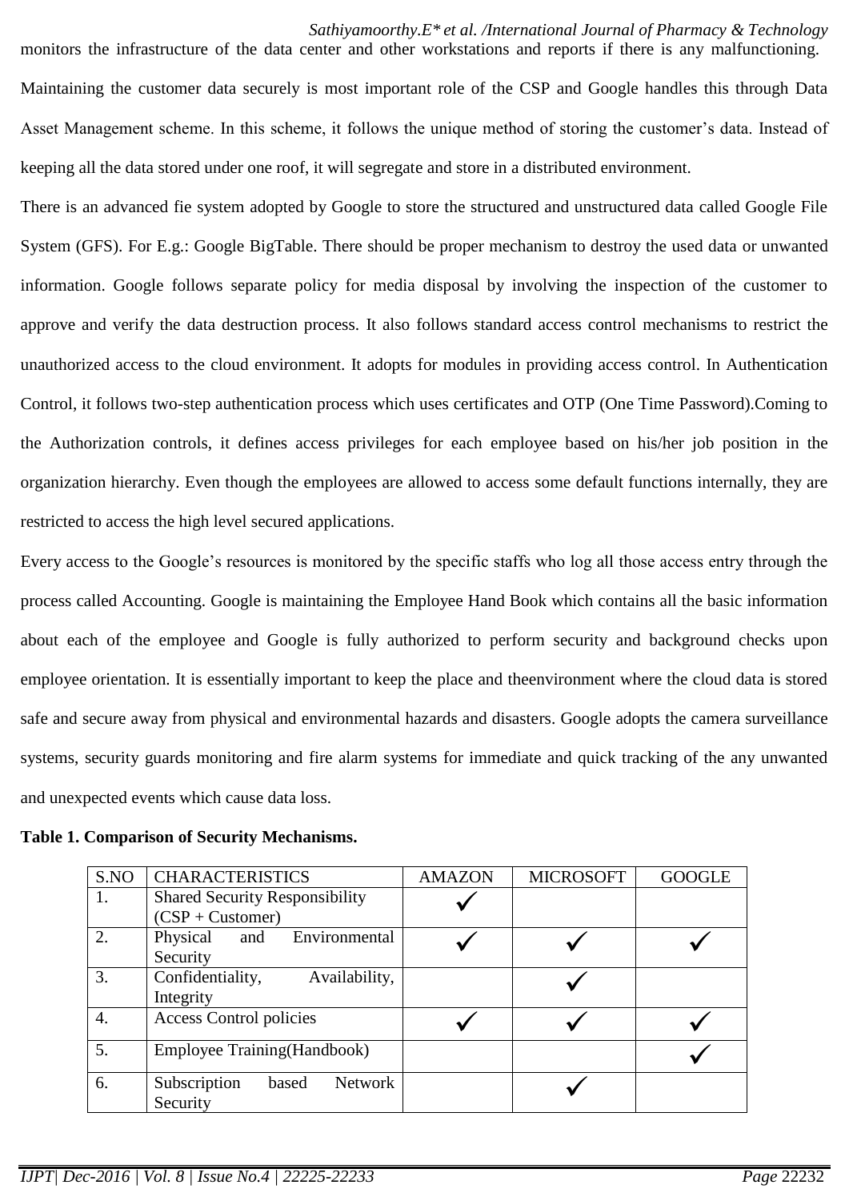monitors the infrastructure of the data center and other workstations and reports if there is any malfunctioning.

Maintaining the customer data securely is most important role of the CSP and Google handles this through Data Asset Management scheme. In this scheme, it follows the unique method of storing the customer's data. Instead of keeping all the data stored under one roof, it will segregate and store in a distributed environment.

There is an advanced fie system adopted by Google to store the structured and unstructured data called Google File System (GFS). For E.g.: Google BigTable. There should be proper mechanism to destroy the used data or unwanted information. Google follows separate policy for media disposal by involving the inspection of the customer to approve and verify the data destruction process. It also follows standard access control mechanisms to restrict the unauthorized access to the cloud environment. It adopts for modules in providing access control. In Authentication Control, it follows two-step authentication process which uses certificates and OTP (One Time Password).Coming to the Authorization controls, it defines access privileges for each employee based on his/her job position in the organization hierarchy. Even though the employees are allowed to access some default functions internally, they are restricted to access the high level secured applications.

Every access to the Google's resources is monitored by the specific staffs who log all those access entry through the process called Accounting. Google is maintaining the Employee Hand Book which contains all the basic information about each of the employee and Google is fully authorized to perform security and background checks upon employee orientation. It is essentially important to keep the place and theenvironment where the cloud data is stored safe and secure away from physical and environmental hazards and disasters. Google adopts the camera surveillance systems, security guards monitoring and fire alarm systems for immediate and quick tracking of the any unwanted and unexpected events which cause data loss.

**Table 1. Comparison of Security Mechanisms.**

| S.NO | CHARACTERISTICS | AMAZON | MICROSOFT | GOOGLE |
|---|---|---|---|---|
| 1. | Shared Security Responsibility (CSP + Customer) | ✓ | | |
| 2. | Physical and Environmental Security | ✓ | ✓ | ✓ |
| 3. | Confidentiality, Availability, Integrity | | ✓ | |
| 4. | Access Control policies | ✓ | ✓ | ✓ |
| 5. | Employee Training(Handbook) | | | ✓ |
| 6. | Subscription based Network Security | | ✓ | |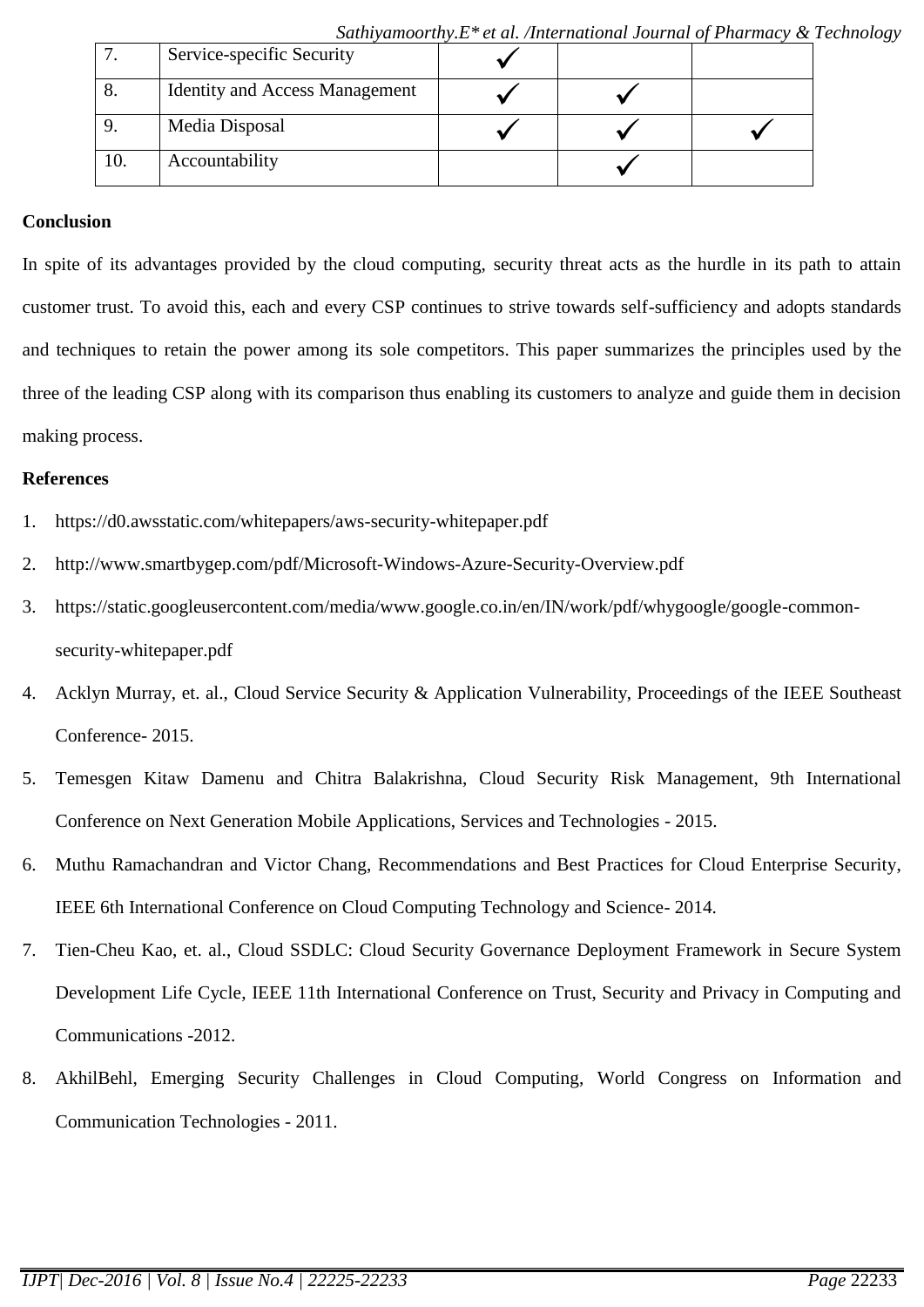| | | | | |
|---|---|---|---|---|
| 7. | Service-specific Security | ✓ | | |
| 8. | Identity and Access Management | ✓ | ✓ | |
| 9. | Media Disposal | ✓ | ✓ | ✓ |
| 10. | Accountability | | ✓ | |

**Conclusion**

In spite of its advantages provided by the cloud computing, security threat acts as the hurdle in its path to attain customer trust. To avoid this, each and every CSP continues to strive towards self-sufficiency and adopts standards and techniques to retain the power among its sole competitors. This paper summarizes the principles used by the three of the leading CSP along with its comparison thus enabling its customers to analyze and guide them in decision making process.

**References**

1. https://d0.awsstatic.com/whitepapers/aws-security-whitepaper.pdf
2. http://www.smartbygep.com/pdf/Microsoft-Windows-Azure-Security-Overview.pdf
3. https://static.googleusercontent.com/media/www.google.co.in/en/IN/work/pdf/whygoogle/google-common-security-whitepaper.pdf
4. Acklyn Murray, et. al., Cloud Service Security & Application Vulnerability, Proceedings of the IEEE Southeast Conference- 2015.
5. Temesgen Kitaw Damenu and Chitra Balakrishna, Cloud Security Risk Management, 9th International Conference on Next Generation Mobile Applications, Services and Technologies - 2015.
6. Muthu Ramachandran and Victor Chang, Recommendations and Best Practices for Cloud Enterprise Security, IEEE 6th International Conference on Cloud Computing Technology and Science- 2014.
7. Tien-Cheu Kao, et. al., Cloud SSDLC: Cloud Security Governance Deployment Framework in Secure System Development Life Cycle, IEEE 11th International Conference on Trust, Security and Privacy in Computing and Communications -2012.
8. AkhilBehl, Emerging Security Challenges in Cloud Computing, World Congress on Information and Communication Technologies - 2011.